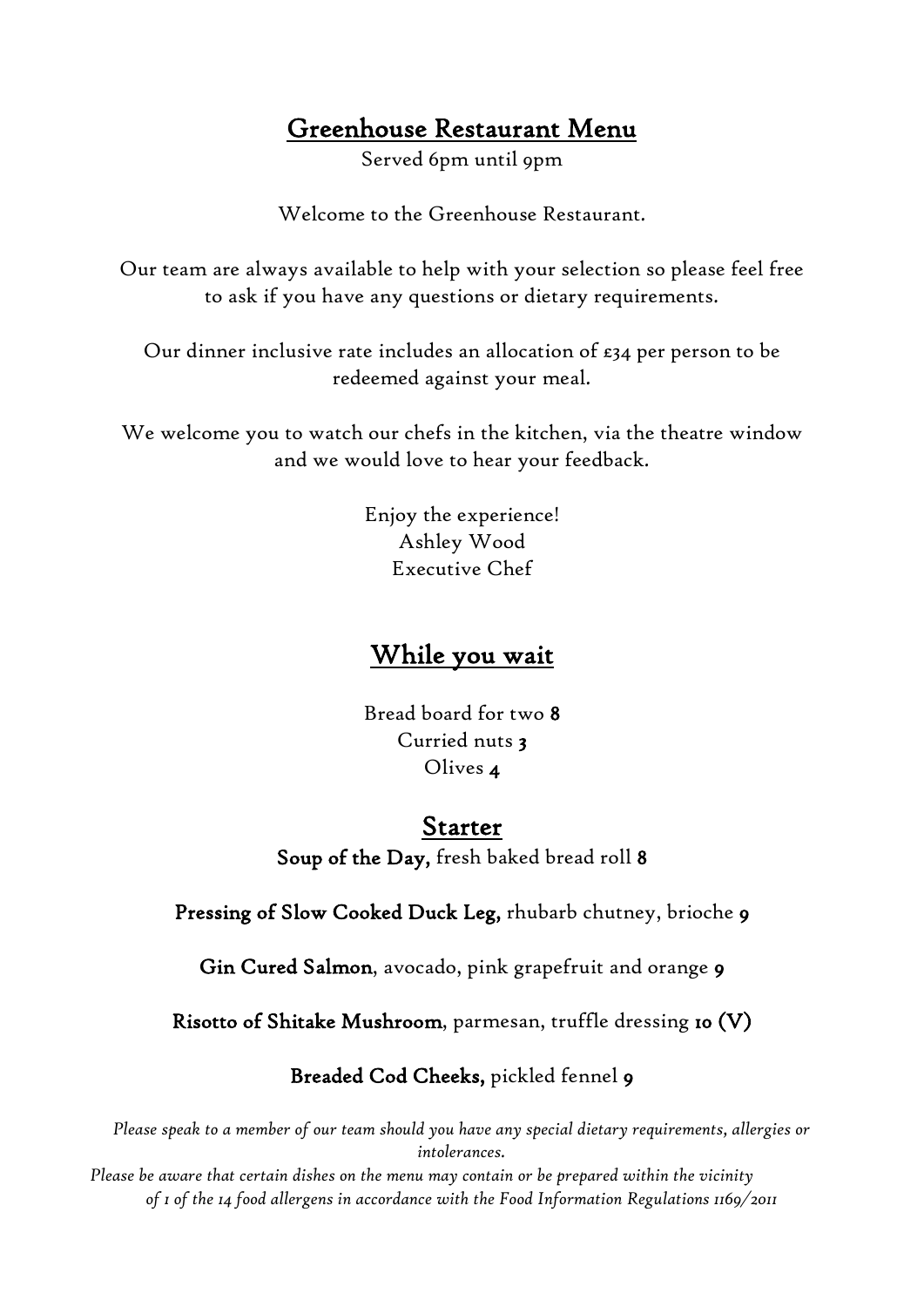# Greenhouse Restaurant Menu

Served 6pm until 9pm

Welcome to the Greenhouse Restaurant.

Our team are always available to help with your selection so please feel free to ask if you have any questions or dietary requirements.

Our dinner inclusive rate includes an allocation of £34 per person to be redeemed against your meal.

We welcome you to watch our chefs in the kitchen, via the theatre window and we would love to hear your feedback.

Enjoy the experience!
Ashley Wood
Executive Chef

## While you wait

Bread board for two **8**
Curried nuts **3**
Olives **4**

## Starter

**Soup of the Day,** fresh baked bread roll **8**

**Pressing of Slow Cooked Duck Leg,** rhubarb chutney, brioche **9**

**Gin Cured Salmon**, avocado, pink grapefruit and orange **9**

**Risotto of Shitake Mushroom**, parmesan, truffle dressing **10 (V)**

**Breaded Cod Cheeks,** pickled fennel **9**

*Please speak to a member of our team should you have any special dietary requirements, allergies or intolerances.*
*Please be aware that certain dishes on the menu may contain or be prepared within the vicinity of 1 of the 14 food allergens in accordance with the Food Information Regulations 1169/2011*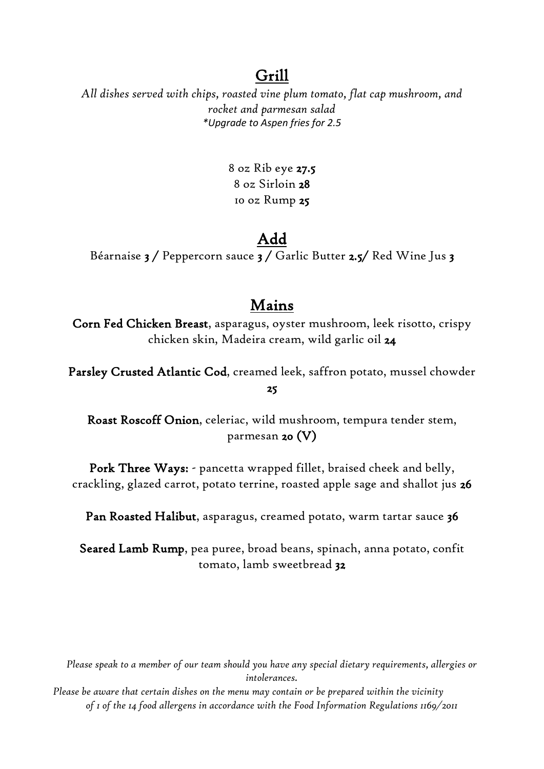## Grill

*All dishes served with chips, roasted vine plum tomato, flat cap mushroom, and rocket and parmesan salad*
**Upgrade to Aspen fries for 2.5*

8 oz Rib eye **27.5**
8 oz Sirloin **28**
10 oz Rump **25**

## Add

Béarnaise **3** / Peppercorn sauce **3** / Garlic Butter **2.5**/ Red Wine Jus **3**

## Mains

**Corn Fed Chicken Breast**, asparagus, oyster mushroom, leek risotto, crispy chicken skin, Madeira cream, wild garlic oil **24**

**Parsley Crusted Atlantic Cod**, creamed leek, saffron potato, mussel chowder **25**

**Roast Roscoff Onion**, celeriac, wild mushroom, tempura tender stem, parmesan **20 (V)**

**Pork Three Ways:** - pancetta wrapped fillet, braised cheek and belly, crackling, glazed carrot, potato terrine, roasted apple sage and shallot jus **26**

**Pan Roasted Halibut**, asparagus, creamed potato, warm tartar sauce **36**

**Seared Lamb Rump**, pea puree, broad beans, spinach, anna potato, confit tomato, lamb sweetbread **32**

*Please speak to a member of our team should you have any special dietary requirements, allergies or intolerances.*
*Please be aware that certain dishes on the menu may contain or be prepared within the vicinity of 1 of the 14 food allergens in accordance with the Food Information Regulations 1169/2011*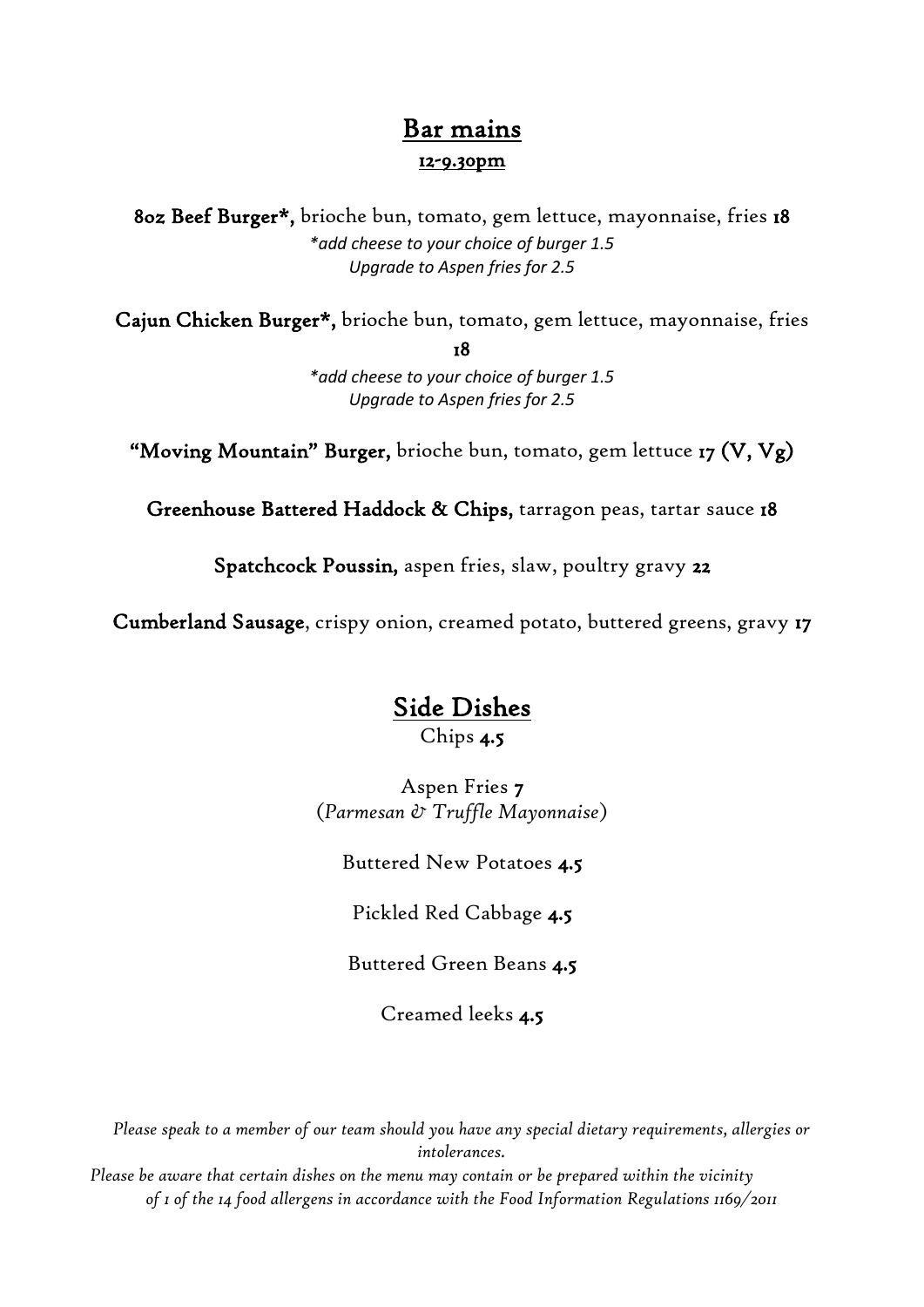## Bar mains

**12-9.30pm**

**8oz Beef Burger*,** brioche bun, tomato, gem lettuce, mayonnaise, fries **18**

*\*add cheese to your choice of burger 1.5*
*Upgrade to Aspen fries for 2.5*

**Cajun Chicken Burger*,** brioche bun, tomato, gem lettuce, mayonnaise, fries **18**

*\*add cheese to your choice of burger 1.5*
*Upgrade to Aspen fries for 2.5*

**"Moving Mountain" Burger,** brioche bun, tomato, gem lettuce **17 (V, Vg)**

**Greenhouse Battered Haddock & Chips,** tarragon peas, tartar sauce **18**

**Spatchcock Poussin,** aspen fries, slaw, poultry gravy **22**

**Cumberland Sausage**, crispy onion, creamed potato, buttered greens, gravy **17**

## Side Dishes

Chips **4.5**

Aspen Fries **7**
(*Parmesan & Truffle Mayonnaise*)

Buttered New Potatoes **4.5**

Pickled Red Cabbage **4.5**

Buttered Green Beans **4.5**

Creamed leeks **4.5**

*Please speak to a member of our team should you have any special dietary requirements, allergies or intolerances.*
*Please be aware that certain dishes on the menu may contain or be prepared within the vicinity of 1 of the 14 food allergens in accordance with the Food Information Regulations 1169/2011*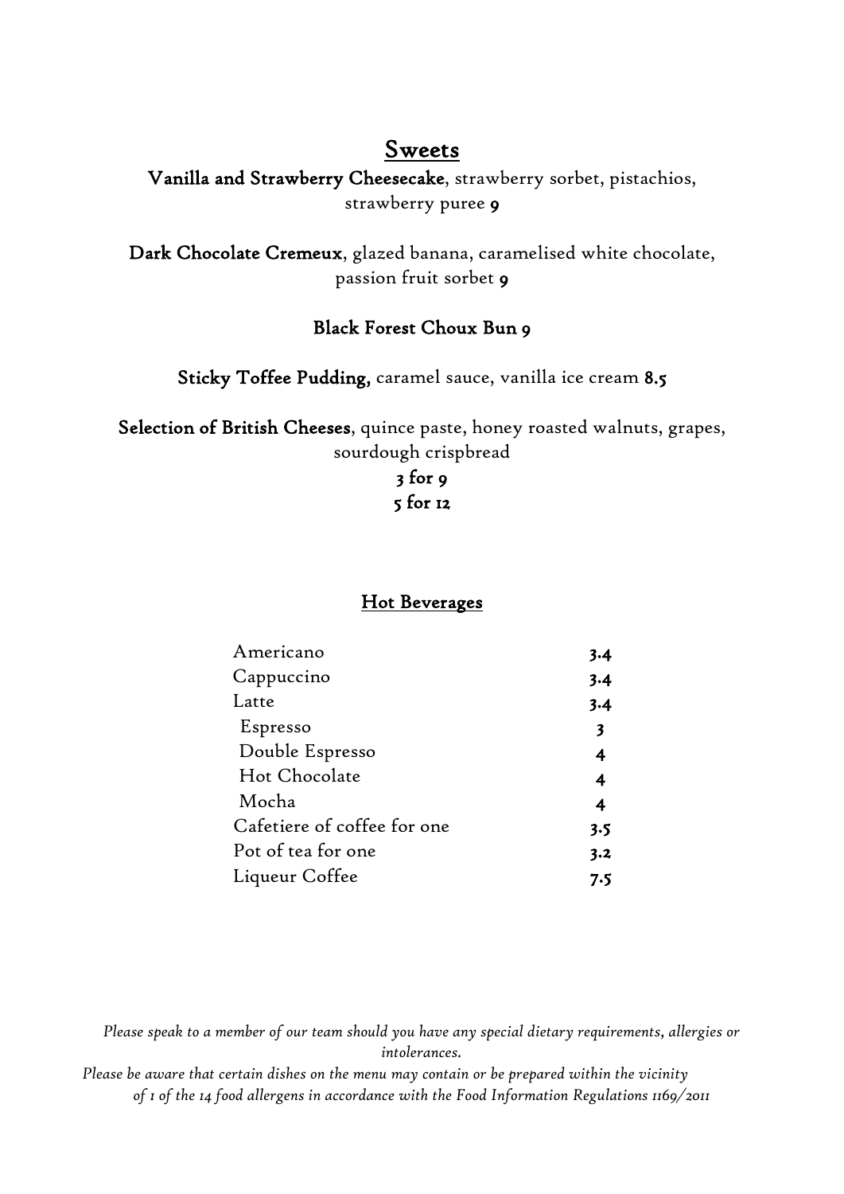## Sweets

**Vanilla and Strawberry Cheesecake**, strawberry sorbet, pistachios, strawberry puree **9**

**Dark Chocolate Cremeux**, glazed banana, caramelised white chocolate, passion fruit sorbet **9**

**Black Forest Choux Bun 9**

**Sticky Toffee Pudding,** caramel sauce, vanilla ice cream **8.5**

**Selection of British Cheeses**, quince paste, honey roasted walnuts, grapes, sourdough crispbread

**3 for 9**

**5 for 12**

## Hot Beverages

| | |
|---|---|
| Americano | **3.4** |
| Cappuccino | **3.4** |
| Latte | **3.4** |
| Espresso | **3** |
| Double Espresso | **4** |
| Hot Chocolate | **4** |
| Mocha | **4** |
| Cafetiere of coffee for one | **3.5** |
| Pot of tea for one | **3.2** |
| Liqueur Coffee | **7.5** |

*Please speak to a member of our team should you have any special dietary requirements, allergies or intolerances.*

*Please be aware that certain dishes on the menu may contain or be prepared within the vicinity of 1 of the 14 food allergens in accordance with the Food Information Regulations 1169/2011*